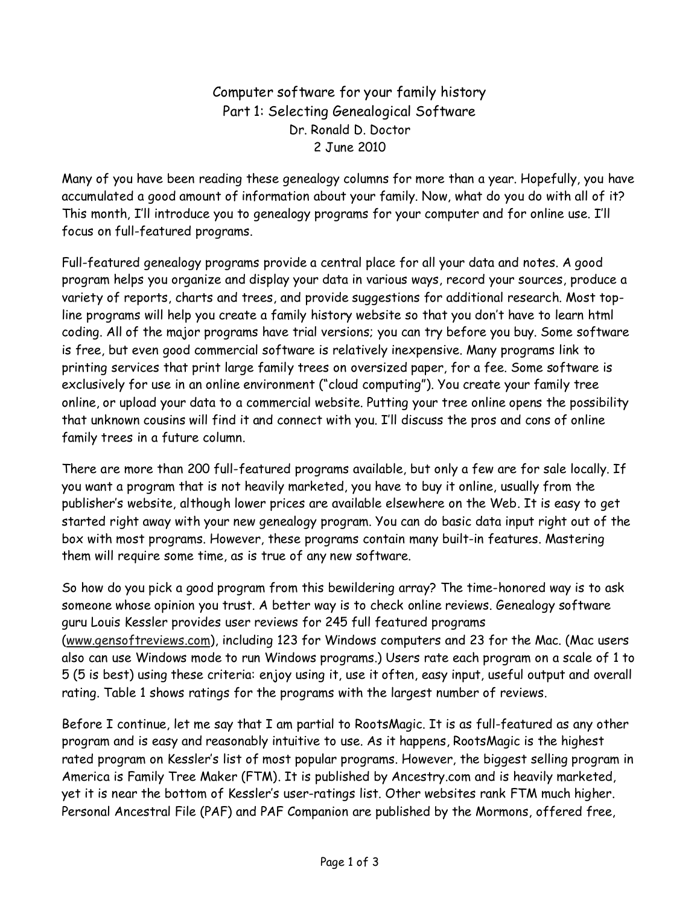# Computer software for your family history
## Part 1: Selecting Genealogical Software

Dr. Ronald D. Doctor

2 June 2010

Many of you have been reading these genealogy columns for more than a year. Hopefully, you have accumulated a good amount of information about your family. Now, what do you do with all of it? This month, I'll introduce you to genealogy programs for your computer and for online use. I'll focus on full-featured programs.

Full-featured genealogy programs provide a central place for all your data and notes. A good program helps you organize and display your data in various ways, record your sources, produce a variety of reports, charts and trees, and provide suggestions for additional research. Most top-line programs will help you create a family history website so that you don't have to learn html coding. All of the major programs have trial versions; you can try before you buy. Some software is free, but even good commercial software is relatively inexpensive. Many programs link to printing services that print large family trees on oversized paper, for a fee. Some software is exclusively for use in an online environment ("cloud computing"). You create your family tree online, or upload your data to a commercial website. Putting your tree online opens the possibility that unknown cousins will find it and connect with you. I'll discuss the pros and cons of online family trees in a future column.

There are more than 200 full-featured programs available, but only a few are for sale locally. If you want a program that is not heavily marketed, you have to buy it online, usually from the publisher's website, although lower prices are available elsewhere on the Web. It is easy to get started right away with your new genealogy program. You can do basic data input right out of the box with most programs. However, these programs contain many built-in features. Mastering them will require some time, as is true of any new software.

So how do you pick a good program from this bewildering array? The time-honored way is to ask someone whose opinion you trust. A better way is to check online reviews. Genealogy software guru Louis Kessler provides user reviews for 245 full featured programs (www.gensoftreviews.com), including 123 for Windows computers and 23 for the Mac. (Mac users also can use Windows mode to run Windows programs.) Users rate each program on a scale of 1 to 5 (5 is best) using these criteria: enjoy using it, use it often, easy input, useful output and overall rating. Table 1 shows ratings for the programs with the largest number of reviews.

Before I continue, let me say that I am partial to RootsMagic. It is as full-featured as any other program and is easy and reasonably intuitive to use. As it happens, RootsMagic is the highest rated program on Kessler's list of most popular programs. However, the biggest selling program in America is Family Tree Maker (FTM). It is published by Ancestry.com and is heavily marketed, yet it is near the bottom of Kessler's user-ratings list. Other websites rank FTM much higher. Personal Ancestral File (PAF) and PAF Companion are published by the Mormons, offered free,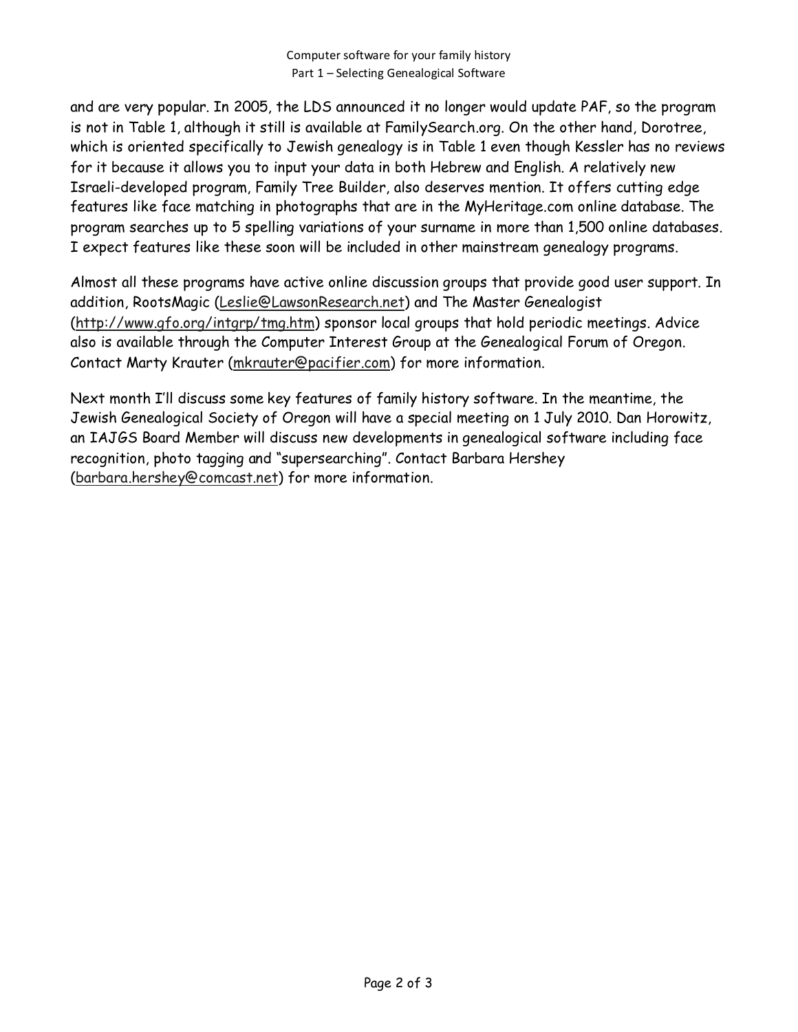and are very popular. In 2005, the LDS announced it no longer would update PAF, so the program is not in Table 1, although it still is available at FamilySearch.org. On the other hand, Dorotree, which is oriented specifically to Jewish genealogy is in Table 1 even though Kessler has no reviews for it because it allows you to input your data in both Hebrew and English. A relatively new Israeli-developed program, Family Tree Builder, also deserves mention. It offers cutting edge features like face matching in photographs that are in the MyHeritage.com online database. The program searches up to 5 spelling variations of your surname in more than 1,500 online databases. I expect features like these soon will be included in other mainstream genealogy programs.

Almost all these programs have active online discussion groups that provide good user support. In addition, RootsMagic (Leslie@LawsonResearch.net) and The Master Genealogist (http://www.gfo.org/intgrp/tmg.htm) sponsor local groups that hold periodic meetings. Advice also is available through the Computer Interest Group at the Genealogical Forum of Oregon. Contact Marty Krauter (mkrauter@pacifier.com) for more information.

Next month I'll discuss some key features of family history software. In the meantime, the Jewish Genealogical Society of Oregon will have a special meeting on 1 July 2010. Dan Horowitz, an IAJGS Board Member will discuss new developments in genealogical software including face recognition, photo tagging and "supersearching". Contact Barbara Hershey (barbara.hershey@comcast.net) for more information.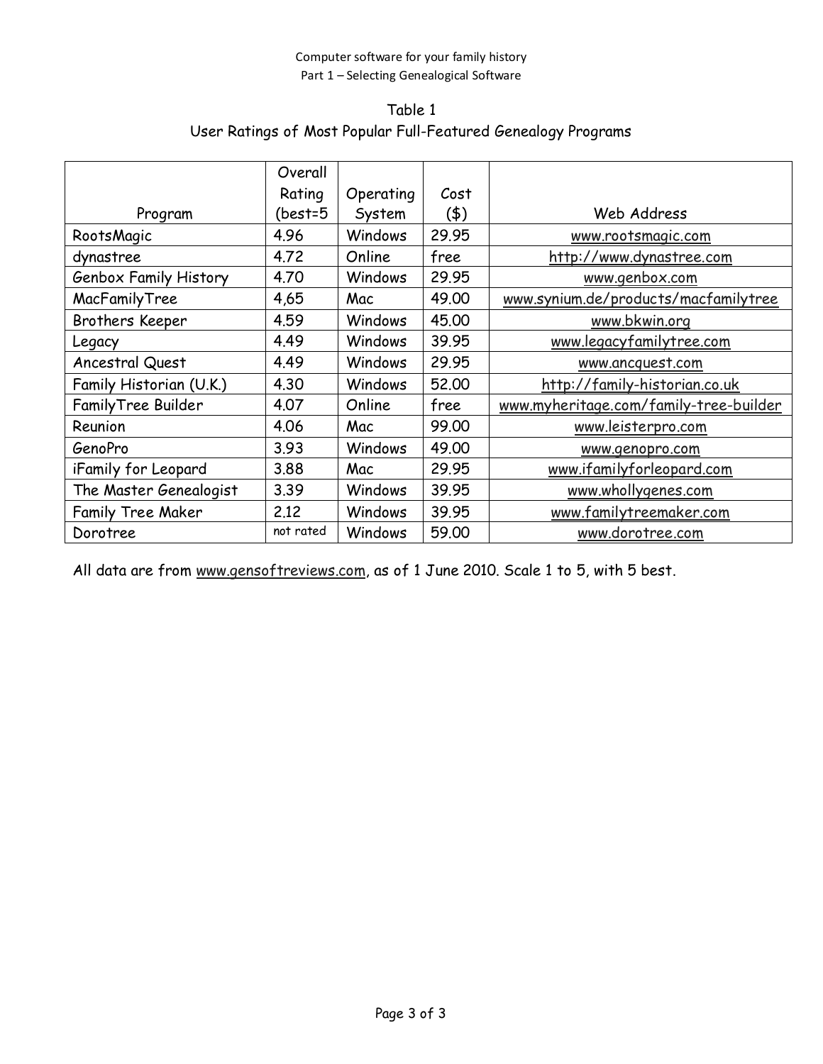Table 1

User Ratings of Most Popular Full-Featured Genealogy Programs

| Program | Overall Rating (best=5 | Operating System | Cost ($) | Web Address |
|---|---|---|---|---|
| RootsMagic | 4.96 | Windows | 29.95 | www.rootsmagic.com |
| dynastree | 4.72 | Online | free | http://www.dynastree.com |
| Genbox Family History | 4.70 | Windows | 29.95 | www.genbox.com |
| MacFamilyTree | 4,65 | Mac | 49.00 | www.synium.de/products/macfamilytree |
| Brothers Keeper | 4.59 | Windows | 45.00 | www.bkwin.org |
| Legacy | 4.49 | Windows | 39.95 | www.legacyfamilytree.com |
| Ancestral Quest | 4.49 | Windows | 29.95 | www.ancquest.com |
| Family Historian (U.K.) | 4.30 | Windows | 52.00 | http://family-historian.co.uk |
| FamilyTree Builder | 4.07 | Online | free | www.myheritage.com/family-tree-builder |
| Reunion | 4.06 | Mac | 99.00 | www.leisterpro.com |
| GenoPro | 3.93 | Windows | 49.00 | www.genopro.com |
| iFamily for Leopard | 3.88 | Mac | 29.95 | www.ifamilyforleopard.com |
| The Master Genealogist | 3.39 | Windows | 39.95 | www.whollygenes.com |
| Family Tree Maker | 2.12 | Windows | 39.95 | www.familytreemaker.com |
| Dorotree | not rated | Windows | 59.00 | www.dorotree.com |

All data are from www.gensoftreviews.com, as of 1 June 2010. Scale 1 to 5, with 5 best.